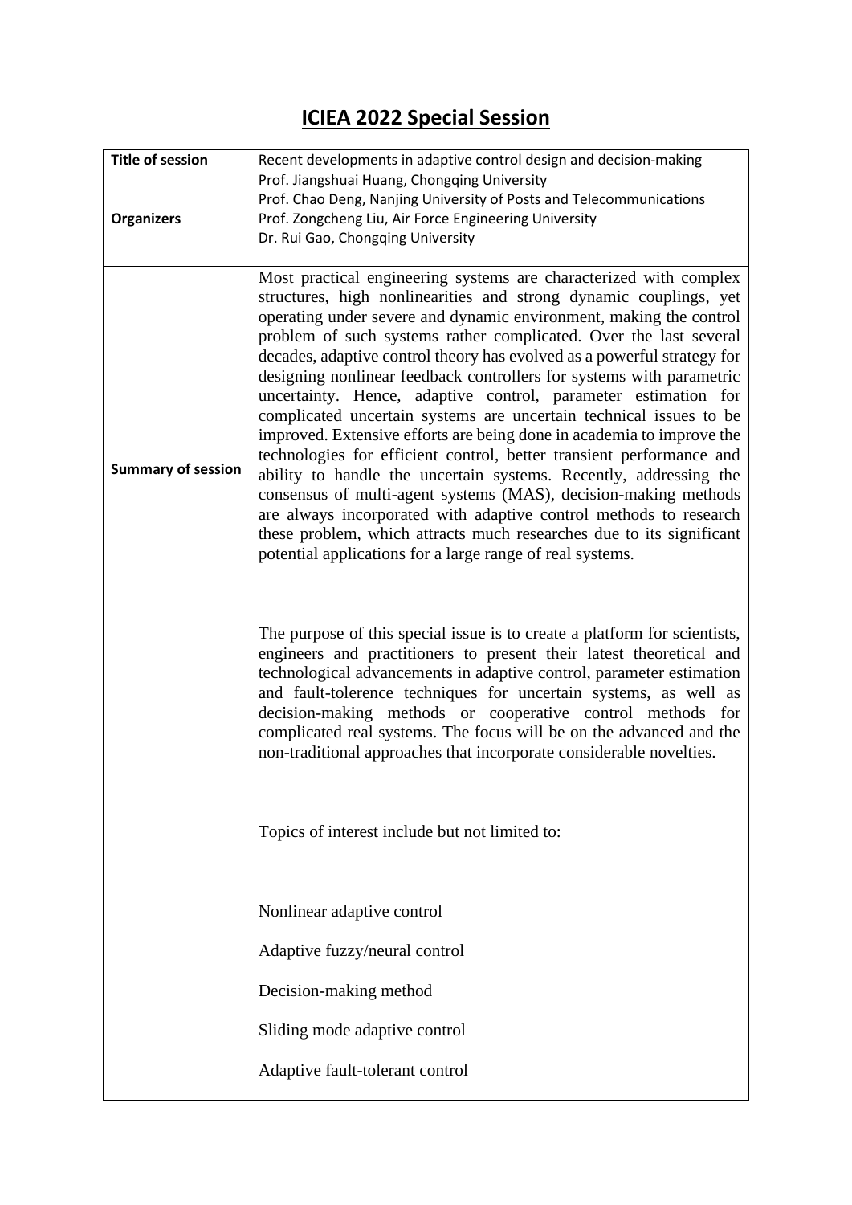# ICIEA 2022 Special Session

| **Title of session** | Recent developments in adaptive control design and decision-making |
|---|---|
| **Organizers** | Prof. Jiangshuai Huang, Chongqing University<br>Prof. Chao Deng, Nanjing University of Posts and Telecommunications<br>Prof. Zongcheng Liu, Air Force Engineering University<br>Dr. Rui Gao, Chongqing University |
| **Summary of session** | Most practical engineering systems are characterized with complex structures, high nonlinearities and strong dynamic couplings, yet operating under severe and dynamic environment, making the control problem of such systems rather complicated. Over the last several decades, adaptive control theory has evolved as a powerful strategy for designing nonlinear feedback controllers for systems with parametric uncertainty. Hence, adaptive control, parameter estimation for complicated uncertain systems are uncertain technical issues to be improved. Extensive efforts are being done in academia to improve the technologies for efficient control, better transient performance and ability to handle the uncertain systems. Recently, addressing the consensus of multi-agent systems (MAS), decision-making methods are always incorporated with adaptive control methods to research these problem, which attracts much researches due to its significant potential applications for a large range of real systems.<br><br>The purpose of this special issue is to create a platform for scientists, engineers and practitioners to present their latest theoretical and technological advancements in adaptive control, parameter estimation and fault-tolerence techniques for uncertain systems, as well as decision-making methods or cooperative control methods for complicated real systems. The focus will be on the advanced and the non-traditional approaches that incorporate considerable novelties.<br><br>Topics of interest include but not limited to:<br><br>Nonlinear adaptive control<br><br>Adaptive fuzzy/neural control<br><br>Decision-making method<br><br>Sliding mode adaptive control<br><br>Adaptive fault-tolerant control |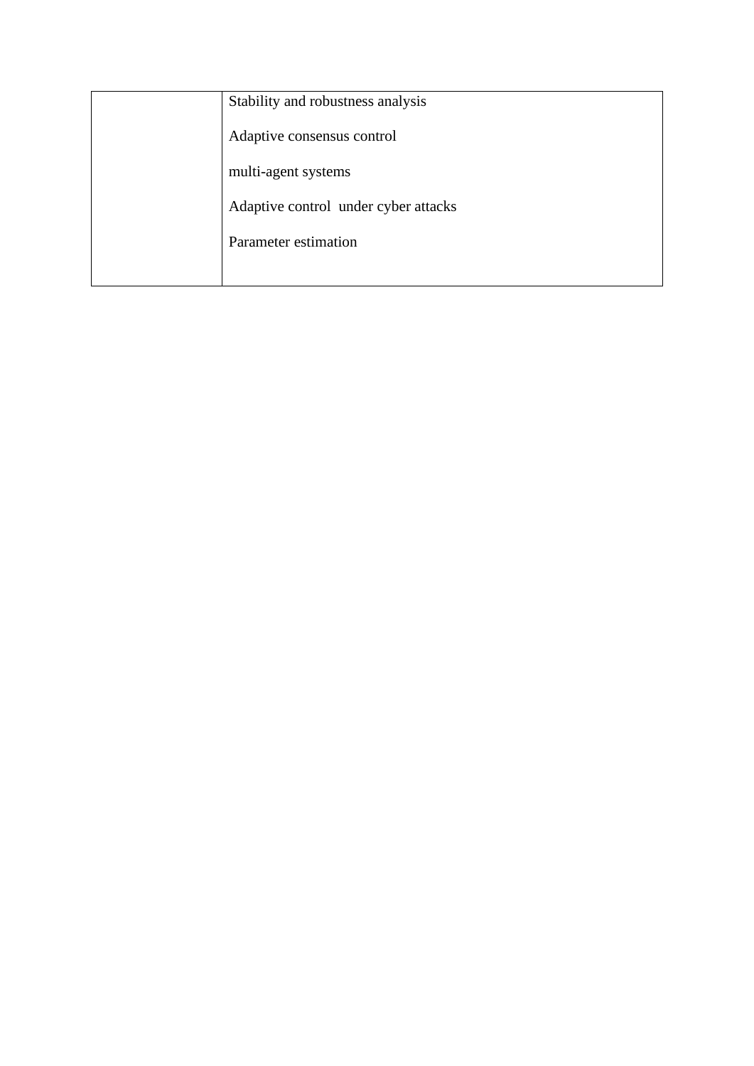| | |
|---|---|
| | Stability and robustness analysis<br><br>Adaptive consensus control<br><br>multi-agent systems<br><br>Adaptive control under cyber attacks<br><br>Parameter estimation |